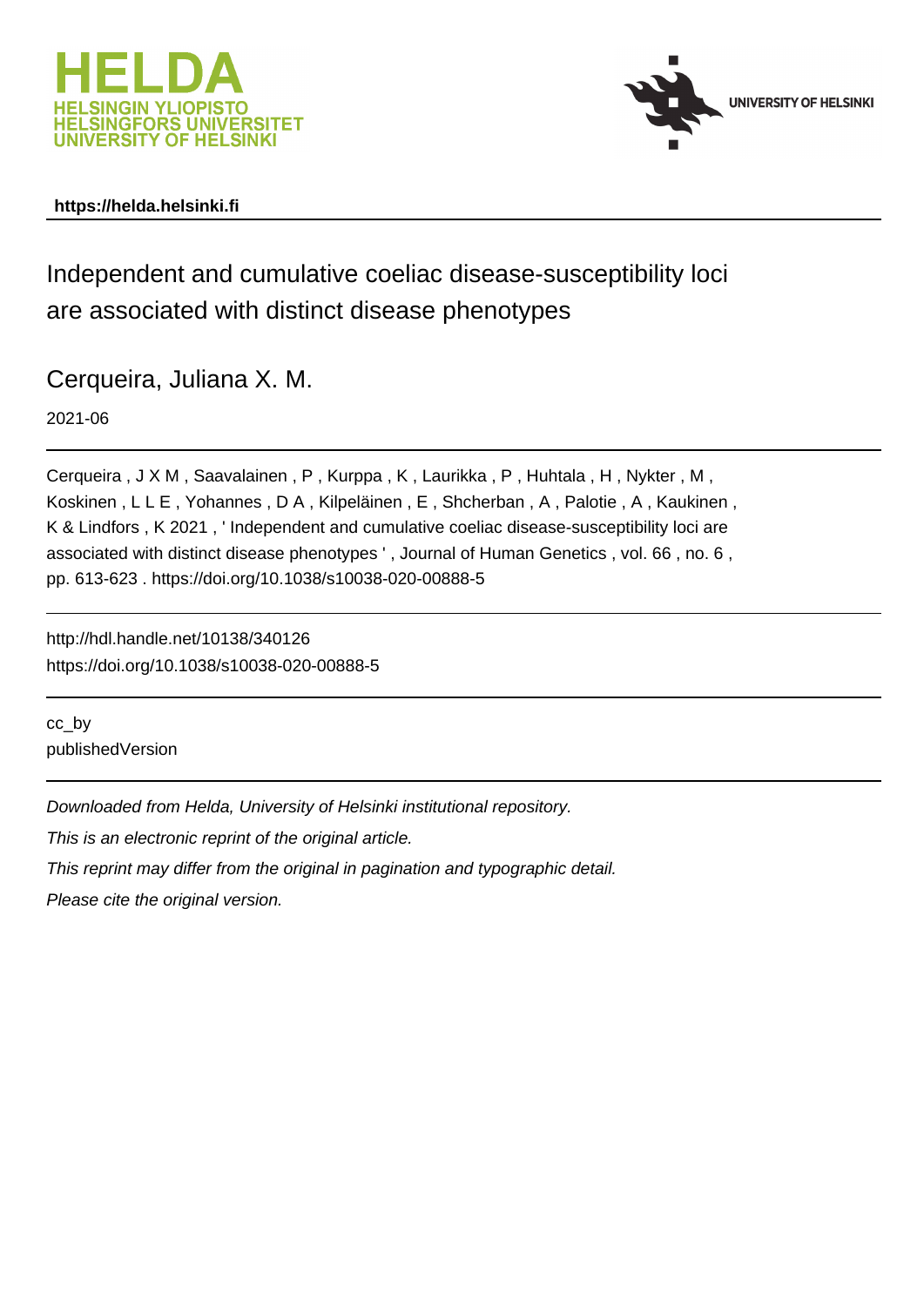https://helda.helsinki.fi

# Independent and cumulative coeliac disease-susceptibility loci are associated with distinct disease phenotypes

Cerqueira, Juliana X. M.

2021-06

Cerqueira , J X M , Saavalainen , P , Kurppa , K , Laurikka , P , Huhtala , H , Nykter , M , Koskinen , L L E , Yohannes , D A , Kilpeläinen , E , Shcherban , A , Palotie , A , Kaukinen , K & Lindfors , K 2021 , ' Independent and cumulative coeliac disease-susceptibility loci are associated with distinct disease phenotypes ' , Journal of Human Genetics , vol. 66 , no. 6 , pp. 613-623 . https://doi.org/10.1038/s10038-020-00888-5

http://hdl.handle.net/10138/340126
https://doi.org/10.1038/s10038-020-00888-5

cc_by
publishedVersion

*Downloaded from Helda, University of Helsinki institutional repository.*

*This is an electronic reprint of the original article.*

*This reprint may differ from the original in pagination and typographic detail.*

*Please cite the original version.*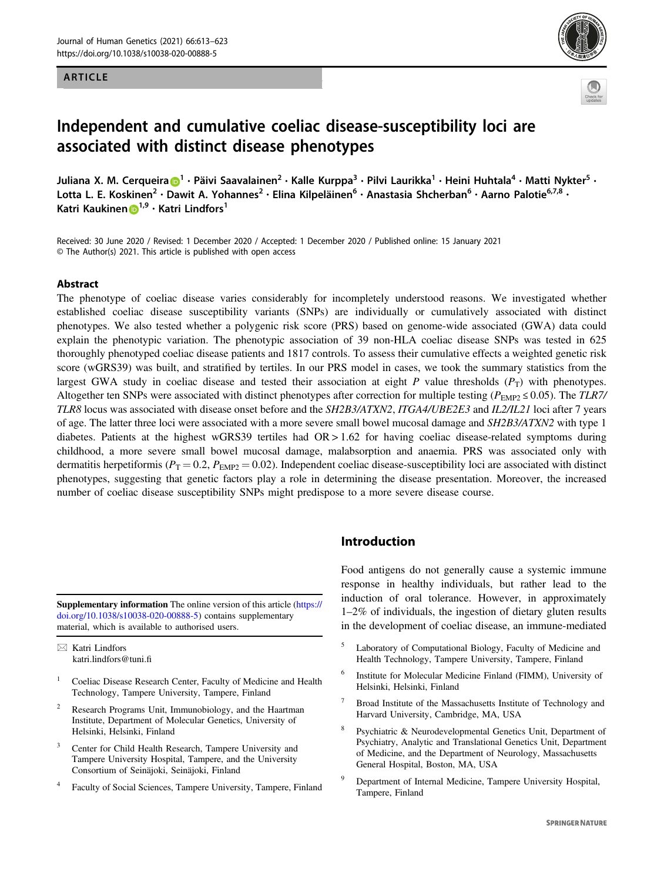# Independent and cumulative coeliac disease-susceptibility loci are associated with distinct disease phenotypes

Juliana X. M. Cerqueira[1] · Päivi Saavalainen[2] · Kalle Kurppa[3] · Pilvi Laurikka[1] · Heini Huhtala[4] · Matti Nykter[5] · Lotta L. E. Koskinen[2] · Dawit A. Yohannes[2] · Elina Kilpeläinen[6] · Anastasia Shcherban[6] · Aarno Palotie[6,7,8] · Katri Kaukinen[1,9] · Katri Lindfors[1]

Received: 30 June 2020 / Revised: 1 December 2020 / Accepted: 1 December 2020 / Published online: 15 January 2021
© The Author(s) 2021. This article is published with open access

## Abstract

The phenotype of coeliac disease varies considerably for incompletely understood reasons. We investigated whether established coeliac disease susceptibility variants (SNPs) are individually or cumulatively associated with distinct phenotypes. We also tested whether a polygenic risk score (PRS) based on genome-wide associated (GWA) data could explain the phenotypic variation. The phenotypic association of 39 non-HLA coeliac disease SNPs was tested in 625 thoroughly phenotyped coeliac disease patients and 1817 controls. To assess their cumulative effects a weighted genetic risk score (wGRS39) was built, and stratified by tertiles. In our PRS model in cases, we took the summary statistics from the largest GWA study in coeliac disease and tested their association at eight $P$ value thresholds ($P_T$) with phenotypes. Altogether ten SNPs were associated with distinct phenotypes after correction for multiple testing ($P_{EMP2} \leq 0.05$). The *TLR7/TLR8* locus was associated with disease onset before and the *SH2B3/ATXN2*, *ITGA4/UBE2E3* and *IL2/IL21* loci after 7 years of age. The latter three loci were associated with a more severe small bowel mucosal damage and *SH2B3/ATXN2* with type 1 diabetes. Patients at the highest wGRS39 tertiles had OR > 1.62 for having coeliac disease-related symptoms during childhood, a more severe small bowel mucosal damage, malabsorption and anaemia. PRS was associated only with dermatitis herpetiformis ($P_T = 0.2$, $P_{EMP2} = 0.02$). Independent coeliac disease-susceptibility loci are associated with distinct phenotypes, suggesting that genetic factors play a role in determining the disease presentation. Moreover, the increased number of coeliac disease susceptibility SNPs might predispose to a more severe disease course.

## Introduction

Food antigens do not generally cause a systemic immune response in healthy individuals, but rather lead to the induction of oral tolerance. However, in approximately 1–2% of individuals, the ingestion of dietary gluten results in the development of coeliac disease, an immune-mediated

**Supplementary information** The online version of this article (https://doi.org/10.1038/s10038-020-00888-5) contains supplementary material, which is available to authorised users.

✉ Katri Lindfors
katri.lindfors@tuni.fi

1 Coeliac Disease Research Center, Faculty of Medicine and Health Technology, Tampere University, Tampere, Finland

2 Research Programs Unit, Immunobiology, and the Haartman Institute, Department of Molecular Genetics, University of Helsinki, Helsinki, Finland

3 Center for Child Health Research, Tampere University and Tampere University Hospital, Tampere, and the University Consortium of Seinäjoki, Seinäjoki, Finland

4 Faculty of Social Sciences, Tampere University, Tampere, Finland

5 Laboratory of Computational Biology, Faculty of Medicine and Health Technology, Tampere University, Tampere, Finland

6 Institute for Molecular Medicine Finland (FIMM), University of Helsinki, Helsinki, Finland

7 Broad Institute of the Massachusetts Institute of Technology and Harvard University, Cambridge, MA, USA

8 Psychiatric & Neurodevelopmental Genetics Unit, Department of Psychiatry, Analytic and Translational Genetics Unit, Department of Medicine, and the Department of Neurology, Massachusetts General Hospital, Boston, MA, USA

9 Department of Internal Medicine, Tampere University Hospital, Tampere, Finland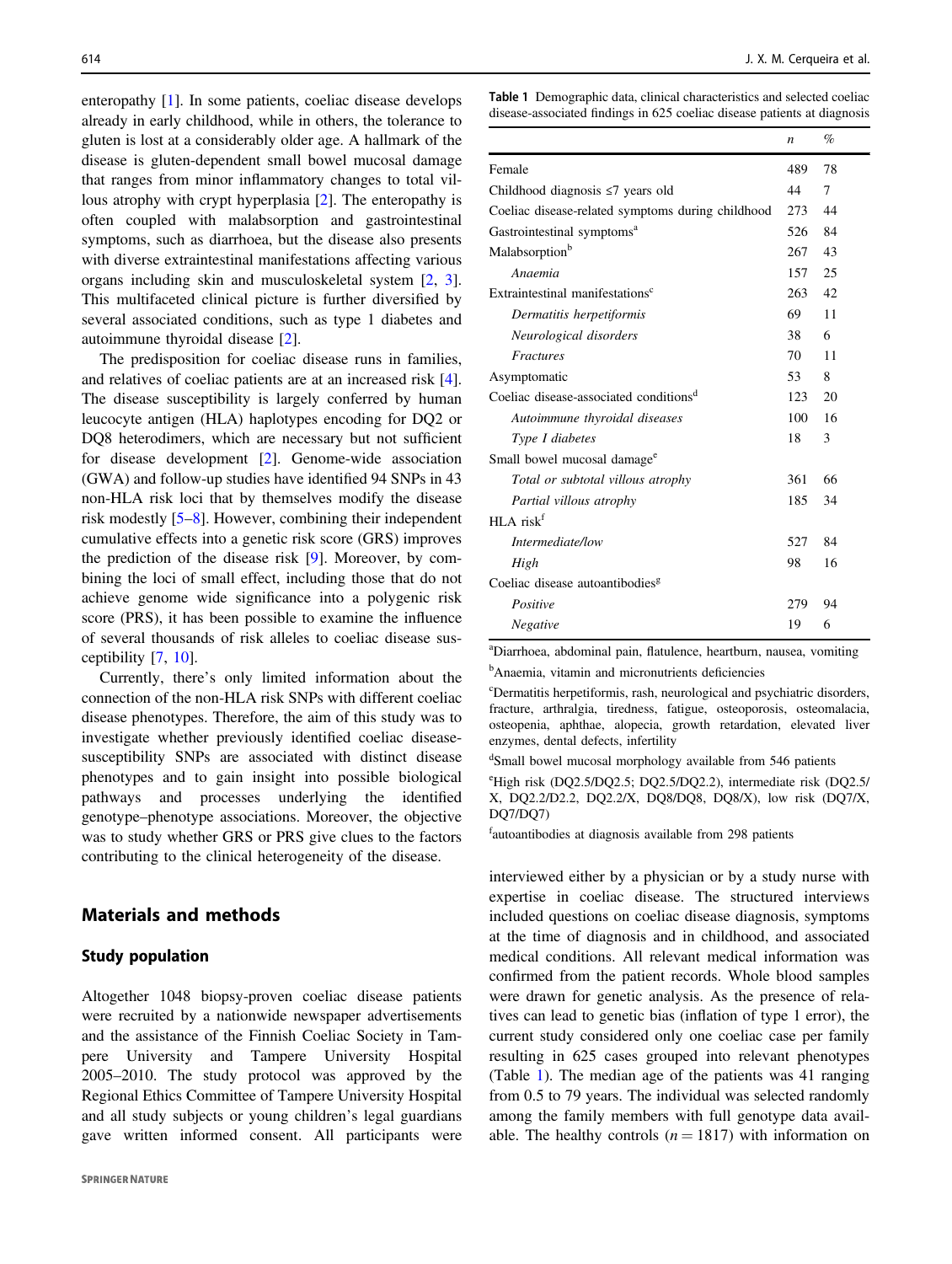enteropathy [1]. In some patients, coeliac disease develops already in early childhood, while in others, the tolerance to gluten is lost at a considerably older age. A hallmark of the disease is gluten-dependent small bowel mucosal damage that ranges from minor inflammatory changes to total villous atrophy with crypt hyperplasia [2]. The enteropathy is often coupled with malabsorption and gastrointestinal symptoms, such as diarrhoea, but the disease also presents with diverse extraintestinal manifestations affecting various organs including skin and musculoskeletal system [2, 3]. This multifaceted clinical picture is further diversified by several associated conditions, such as type 1 diabetes and autoimmune thyroidal disease [2].

The predisposition for coeliac disease runs in families, and relatives of coeliac patients are at an increased risk [4]. The disease susceptibility is largely conferred by human leucocyte antigen (HLA) haplotypes encoding for DQ2 or DQ8 heterodimers, which are necessary but not sufficient for disease development [2]. Genome-wide association (GWA) and follow-up studies have identified 94 SNPs in 43 non-HLA risk loci that by themselves modify the disease risk modestly [5–8]. However, combining their independent cumulative effects into a genetic risk score (GRS) improves the prediction of the disease risk [9]. Moreover, by combining the loci of small effect, including those that do not achieve genome wide significance into a polygenic risk score (PRS), it has been possible to examine the influence of several thousands of risk alleles to coeliac disease susceptibility [7, 10].

Currently, there's only limited information about the connection of the non-HLA risk SNPs with different coeliac disease phenotypes. Therefore, the aim of this study was to investigate whether previously identified coeliac disease-susceptibility SNPs are associated with distinct disease phenotypes and to gain insight into possible biological pathways and processes underlying the identified genotype–phenotype associations. Moreover, the objective was to study whether GRS or PRS give clues to the factors contributing to the clinical heterogeneity of the disease.

## Materials and methods

### Study population

Altogether 1048 biopsy-proven coeliac disease patients were recruited by a nationwide newspaper advertisements and the assistance of the Finnish Coeliac Society in Tampere University and Tampere University Hospital 2005–2010. The study protocol was approved by the Regional Ethics Committee of Tampere University Hospital and all study subjects or young children's legal guardians gave written informed consent. All participants were interviewed either by a physician or by a study nurse with expertise in coeliac disease. The structured interviews included questions on coeliac disease diagnosis, symptoms at the time of diagnosis and in childhood, and associated medical conditions. All relevant medical information was confirmed from the patient records. Whole blood samples were drawn for genetic analysis. As the presence of relatives can lead to genetic bias (inflation of type 1 error), the current study considered only one coeliac case per family resulting in 625 cases grouped into relevant phenotypes (Table 1). The median age of the patients was 41 ranging from 0.5 to 79 years. The individual was selected randomly among the family members with full genotype data available. The healthy controls ($n = 1817$) with information on

**Table 1** Demographic data, clinical characteristics and selected coeliac disease-associated findings in 625 coeliac disease patients at diagnosis

| | *n* | % |
|---|---|---|
| Female | 489 | 78 |
| Childhood diagnosis ≤7 years old | 44 | 7 |
| Coeliac disease-related symptoms during childhood | 273 | 44 |
| Gastrointestinal symptoms[a] | 526 | 84 |
| Malabsorption[b] | 267 | 43 |
| *Anaemia* | 157 | 25 |
| Extraintestinal manifestations[c] | 263 | 42 |
| *Dermatitis herpetiformis* | 69 | 11 |
| *Neurological disorders* | 38 | 6 |
| *Fractures* | 70 | 11 |
| Asymptomatic | 53 | 8 |
| Coeliac disease-associated conditions[d] | 123 | 20 |
| *Autoimmune thyroidal diseases* | 100 | 16 |
| *Type I diabetes* | 18 | 3 |
| Small bowel mucosal damage[e] | | |
| *Total or subtotal villous atrophy* | 361 | 66 |
| *Partial villous atrophy* | 185 | 34 |
| HLA risk[f] | | |
| *Intermediate/low* | 527 | 84 |
| *High* | 98 | 16 |
| Coeliac disease autoantibodies[g] | | |
| *Positive* | 279 | 94 |
| *Negative* | 19 | 6 |

[a]Diarrhoea, abdominal pain, flatulence, heartburn, nausea, vomiting

[b]Anaemia, vitamin and micronutrients deficiencies

[c]Dermatitis herpetiformis, rash, neurological and psychiatric disorders, fracture, arthralgia, tiredness, fatigue, osteoporosis, osteomalacia, osteopenia, aphthae, alopecia, growth retardation, elevated liver enzymes, dental defects, infertility

[d]Small bowel mucosal morphology available from 546 patients

[e]High risk (DQ2.5/DQ2.5; DQ2.5/DQ2.2), intermediate risk (DQ2.5/X, DQ2.2/D2.2, DQ2.2/X, DQ8/DQ8, DQ8/X), low risk (DQ7/X, DQ7/DQ7)

[f]autoantibodies at diagnosis available from 298 patients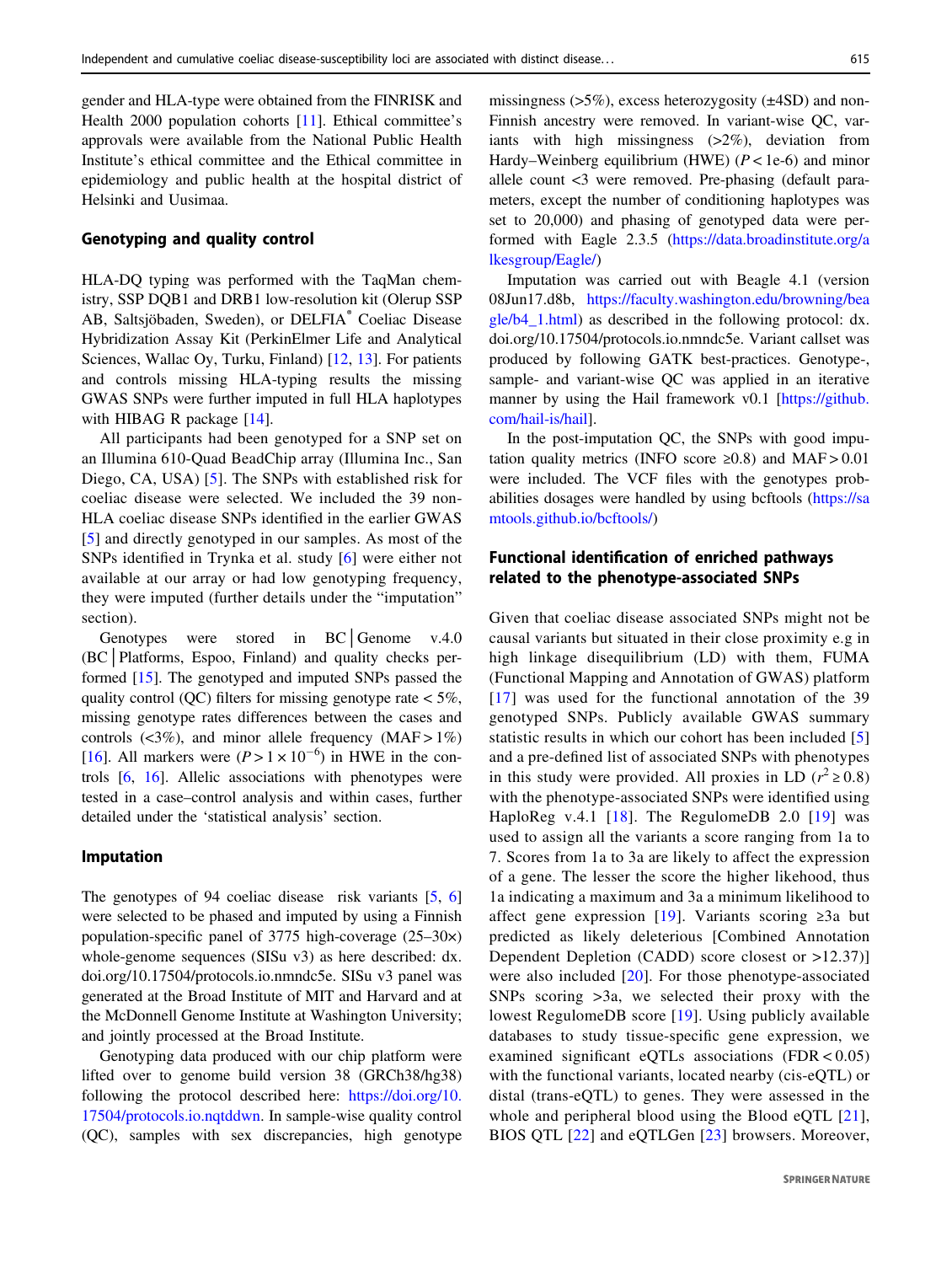gender and HLA-type were obtained from the FINRISK and Health 2000 population cohorts [11]. Ethical committee's approvals were available from the National Public Health Institute's ethical committee and the Ethical committee in epidemiology and public health at the hospital district of Helsinki and Uusimaa.

## Genotyping and quality control

HLA-DQ typing was performed with the TaqMan chemistry, SSP DQB1 and DRB1 low-resolution kit (Olerup SSP AB, Saltsjöbaden, Sweden), or DELFIA® Coeliac Disease Hybridization Assay Kit (PerkinElmer Life and Analytical Sciences, Wallac Oy, Turku, Finland) [12, 13]. For patients and controls missing HLA-typing results the missing GWAS SNPs were further imputed in full HLA haplotypes with HIBAG R package [14].

All participants had been genotyped for a SNP set on an Illumina 610-Quad BeadChip array (Illumina Inc., San Diego, CA, USA) [5]. The SNPs with established risk for coeliac disease were selected. We included the 39 non-HLA coeliac disease SNPs identified in the earlier GWAS [5] and directly genotyped in our samples. As most of the SNPs identified in Trynka et al. study [6] were either not available at our array or had low genotyping frequency, they were imputed (further details under the "imputation" section).

Genotypes were stored in BC|Genome v.4.0 (BC|Platforms, Espoo, Finland) and quality checks performed [15]. The genotyped and imputed SNPs passed the quality control (QC) filters for missing genotype rate < 5%, missing genotype rates differences between the cases and controls (<3%), and minor allele frequency (MAF > 1%) [16]. All markers were ($P > 1 \times 10^{-6}$) in HWE in the controls [6, 16]. Allelic associations with phenotypes were tested in a case–control analysis and within cases, further detailed under the 'statistical analysis' section.

## Imputation

The genotypes of 94 coeliac disease risk variants [5, 6] were selected to be phased and imputed by using a Finnish population-specific panel of 3775 high-coverage (25–30×) whole-genome sequences (SISu v3) as here described: dx.doi.org/10.17504/protocols.io.nmndc5e. SISu v3 panel was generated at the Broad Institute of MIT and Harvard and at the McDonnell Genome Institute at Washington University; and jointly processed at the Broad Institute.

Genotyping data produced with our chip platform were lifted over to genome build version 38 (GRCh38/hg38) following the protocol described here: https://doi.org/10.17504/protocols.io.nqtddwn. In sample-wise quality control (QC), samples with sex discrepancies, high genotype missingness (>5%), excess heterozygosity (±4SD) and non-Finnish ancestry were removed. In variant-wise QC, variants with high missingness (>2%), deviation from Hardy–Weinberg equilibrium (HWE) ($P < 1e\text{-}6$) and minor allele count <3 were removed. Pre-phasing (default parameters, except the number of conditioning haplotypes was set to 20,000) and phasing of genotyped data were performed with Eagle 2.3.5 (https://data.broadinstitute.org/alkesgroup/Eagle/)

Imputation was carried out with Beagle 4.1 (version 08Jun17.d8b, https://faculty.washington.edu/browning/beagle/b4_1.html) as described in the following protocol: dx.doi.org/10.17504/protocols.io.nmndc5e. Variant callset was produced by following GATK best-practices. Genotype-, sample- and variant-wise QC was applied in an iterative manner by using the Hail framework v0.1 [https://github.com/hail-is/hail].

In the post-imputation QC, the SNPs with good imputation quality metrics (INFO score ≥0.8) and MAF > 0.01 were included. The VCF files with the genotypes probabilities dosages were handled by using bcftools (https://samtools.github.io/bcftools/)

## Functional identification of enriched pathways related to the phenotype-associated SNPs

Given that coeliac disease associated SNPs might not be causal variants but situated in their close proximity e.g in high linkage disequilibrium (LD) with them, FUMA (Functional Mapping and Annotation of GWAS) platform [17] was used for the functional annotation of the 39 genotyped SNPs. Publicly available GWAS summary statistic results in which our cohort has been included [5] and a pre-defined list of associated SNPs with phenotypes in this study were provided. All proxies in LD ($r^2 \geq 0.8$) with the phenotype-associated SNPs were identified using HaploReg v.4.1 [18]. The RegulomeDB 2.0 [19] was used to assign all the variants a score ranging from 1a to 7. Scores from 1a to 3a are likely to affect the expression of a gene. The lesser the score the higher likehood, thus 1a indicating a maximum and 3a a minimum likelihood to affect gene expression [19]. Variants scoring ≥3a but predicted as likely deleterious [Combined Annotation Dependent Depletion (CADD) score closest or >12.37)] were also included [20]. For those phenotype-associated SNPs scoring >3a, we selected their proxy with the lowest RegulomeDB score [19]. Using publicly available databases to study tissue-specific gene expression, we examined significant eQTLs associations (FDR < 0.05) with the functional variants, located nearby (cis-eQTL) or distal (trans-eQTL) to genes. They were assessed in the whole and peripheral blood using the Blood eQTL [21], BIOS QTL [22] and eQTLGen [23] browsers. Moreover,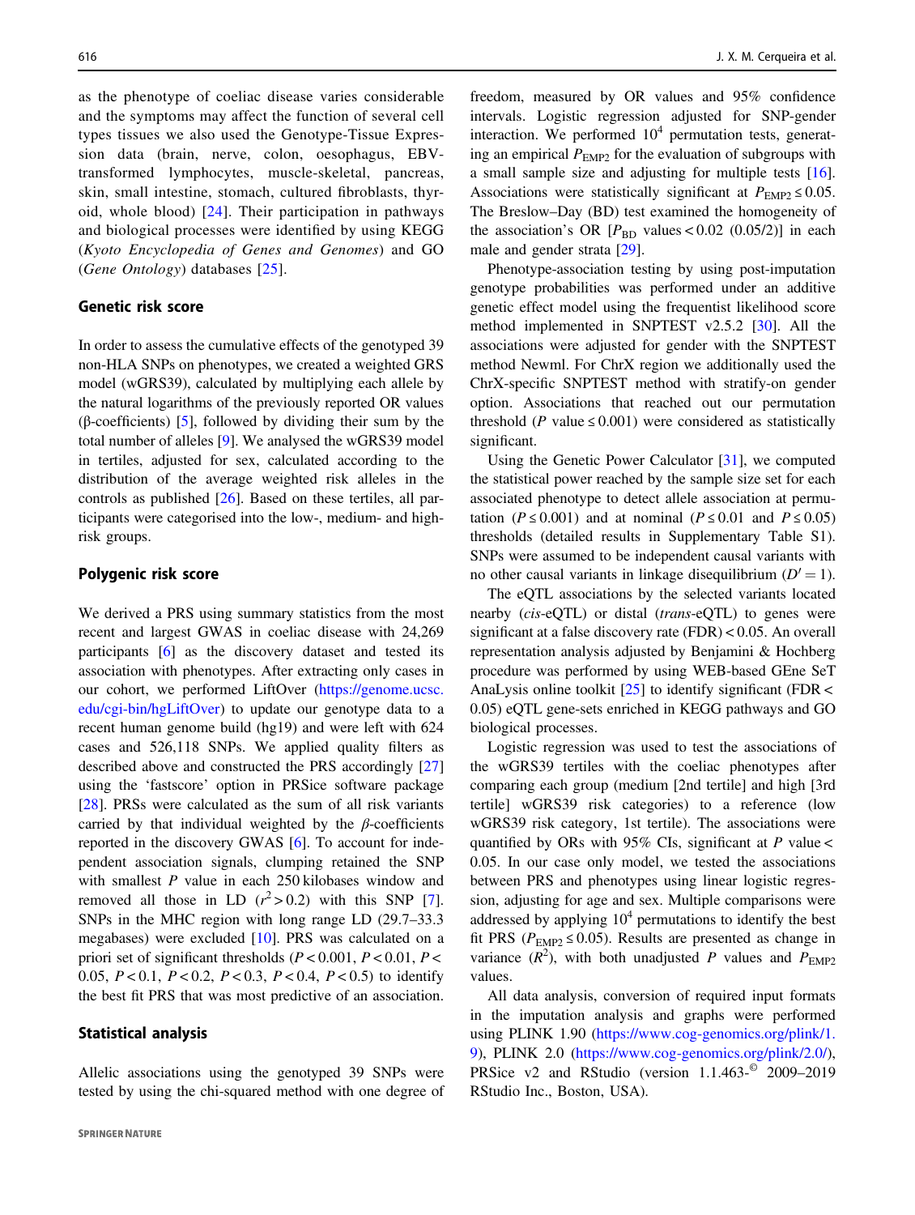as the phenotype of coeliac disease varies considerable and the symptoms may affect the function of several cell types tissues we also used the Genotype-Tissue Expression data (brain, nerve, colon, oesophagus, EBV-transformed lymphocytes, muscle-skeletal, pancreas, skin, small intestine, stomach, cultured fibroblasts, thyroid, whole blood) [24]. Their participation in pathways and biological processes were identified by using KEGG (*Kyoto Encyclopedia of Genes and Genomes*) and GO (*Gene Ontology*) databases [25].

## Genetic risk score

In order to assess the cumulative effects of the genotyped 39 non-HLA SNPs on phenotypes, we created a weighted GRS model (wGRS39), calculated by multiplying each allele by the natural logarithms of the previously reported OR values (β-coefficients) [5], followed by dividing their sum by the total number of alleles [9]. We analysed the wGRS39 model in tertiles, adjusted for sex, calculated according to the distribution of the average weighted risk alleles in the controls as published [26]. Based on these tertiles, all participants were categorised into the low-, medium- and high-risk groups.

## Polygenic risk score

We derived a PRS using summary statistics from the most recent and largest GWAS in coeliac disease with 24,269 participants [6] as the discovery dataset and tested its association with phenotypes. After extracting only cases in our cohort, we performed LiftOver (https://genome.ucsc.edu/cgi-bin/hgLiftOver) to update our genotype data to a recent human genome build (hg19) and were left with 624 cases and 526,118 SNPs. We applied quality filters as described above and constructed the PRS accordingly [27] using the 'fastscore' option in PRSice software package [28]. PRSs were calculated as the sum of all risk variants carried by that individual weighted by the $\beta$-coefficients reported in the discovery GWAS [6]. To account for independent association signals, clumping retained the SNP with smallest $P$ value in each 250 kilobases window and removed all those in LD ($r^2 > 0.2$) with this SNP [7]. SNPs in the MHC region with long range LD (29.7–33.3 megabases) were excluded [10]. PRS was calculated on a priori set of significant thresholds ($P < 0.001$, $P < 0.01$, $P < 0.05$, $P < 0.1$, $P < 0.2$, $P < 0.3$, $P < 0.4$, $P < 0.5$) to identify the best fit PRS that was most predictive of an association.

## Statistical analysis

Allelic associations using the genotyped 39 SNPs were tested by using the chi-squared method with one degree of freedom, measured by OR values and 95% confidence intervals. Logistic regression adjusted for SNP-gender interaction. We performed $10^4$ permutation tests, generating an empirical $P_{EMP2}$ for the evaluation of subgroups with a small sample size and adjusting for multiple tests [16]. Associations were statistically significant at $P_{EMP2} \leq 0.05$. The Breslow–Day (BD) test examined the homogeneity of the association's OR [$P_{BD}$ values < 0.02 (0.05/2)] in each male and gender strata [29].

Phenotype-association testing by using post-imputation genotype probabilities was performed under an additive genetic effect model using the frequentist likelihood score method implemented in SNPTEST v2.5.2 [30]. All the associations were adjusted for gender with the SNPTEST method Newml. For ChrX region we additionally used the ChrX-specific SNPTEST method with stratify-on gender option. Associations that reached out our permutation threshold ($P$ value ≤ 0.001) were considered as statistically significant.

Using the Genetic Power Calculator [31], we computed the statistical power reached by the sample size set for each associated phenotype to detect allele association at permutation ($P \leq 0.001$) and at nominal ($P \leq 0.01$ and $P \leq 0.05$) thresholds (detailed results in Supplementary Table S1). SNPs were assumed to be independent causal variants with no other causal variants in linkage disequilibrium ($D' = 1$).

The eQTL associations by the selected variants located nearby (*cis*-eQTL) or distal (*trans*-eQTL) to genes were significant at a false discovery rate (FDR) < 0.05. An overall representation analysis adjusted by Benjamini & Hochberg procedure was performed by using WEB-based GEne SeT AnaLysis online toolkit [25] to identify significant (FDR < 0.05) eQTL gene-sets enriched in KEGG pathways and GO biological processes.

Logistic regression was used to test the associations of the wGRS39 tertiles with the coeliac phenotypes after comparing each group (medium [2nd tertile] and high [3rd tertile] wGRS39 risk categories) to a reference (low wGRS39 risk category, 1st tertile). The associations were quantified by ORs with 95% CIs, significant at $P$ value < 0.05. In our case only model, we tested the associations between PRS and phenotypes using linear logistic regression, adjusting for age and sex. Multiple comparisons were addressed by applying $10^4$ permutations to identify the best fit PRS ($P_{EMP2} \leq 0.05$). Results are presented as change in variance ($R^2$), with both unadjusted $P$ values and $P_{EMP2}$ values.

All data analysis, conversion of required input formats in the imputation analysis and graphs were performed using PLINK 1.90 (https://www.cog-genomics.org/plink/1.9), PLINK 2.0 (https://www.cog-genomics.org/plink/2.0/), PRSice v2 and RStudio (version 1.1.463-© 2009–2019 RStudio Inc., Boston, USA).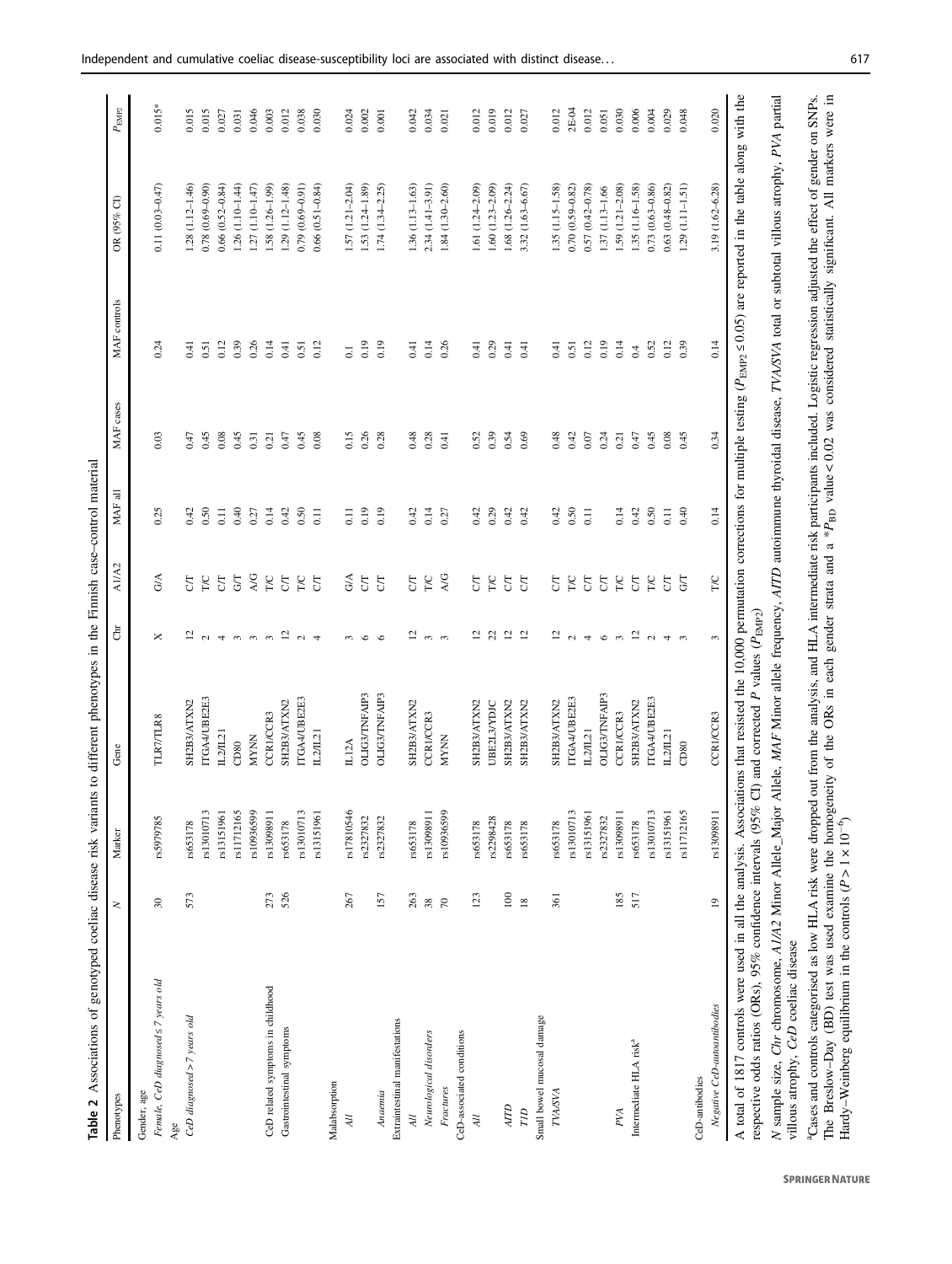**Table 2** Associations of genotyped coeliac disease risk variants to different phenotypes in the Finnish case–control material

| Phenotypes | N | Marker | Gene | Chr | A1/A2 | MAF all | MAF cases | MAF controls | OR (95% CI) | $P_{EMP2}$ |
|---|---|---|---|---|---|---|---|---|---|---|
| Gender, age | | | | | | | | | | |
| *Female, CeD diagnosed ≤ 7 years old* | 30 | rs5979785 | TLR7/TLR8 | X | G/A | 0.25 | 0.03 | 0.24 | 0.11 (0.03–0.47) | 0.015* |
| Age | | | | | | | | | | |
| *CeD diagnosed > 7 years old* | 573 | rs653178 | SH2B3/ATXN2 | 12 | C/T | 0.42 | 0.47 | 0.41 | 1.28 (1.12–1.46) | 0.015 |
| | | rs13010713 | ITGA4/UBE2E3 | 2 | T/C | 0.50 | 0.45 | 0.51 | 0.78 (0.69–0.90) | 0.015 |
| | | rs13151961 | IL2/IL21 | 4 | C/T | 0.11 | 0.08 | 0.12 | 0.66 (0.52–0.84) | 0.027 |
| | | rs11712165 | CD80 | 3 | G/T | 0.40 | 0.45 | 0.39 | 1.26 (1.10–1.44) | 0.031 |
| | | rs10936599 | MYNN | 3 | A/G | 0.27 | 0.31 | 0.26 | 1.27 (1.10–1.47) | 0.046 |
| CeD related symptoms in childhood | 273 | rs13098911 | CCR1/CCR3 | 3 | T/C | 0.14 | 0.21 | 0.14 | 1.58 (1.26–1.99) | 0.003 |
| Gastrointestinal symptoms | 526 | rs653178 | SH2B3/ATXN2 | 12 | C/T | 0.42 | 0.47 | 0.41 | 1.29 (1.12–1.48) | 0.012 |
| | | rs13010713 | ITGA4/UBE2E3 | 2 | T/C | 0.50 | 0.45 | 0.51 | 0.79 (0.69–0.91) | 0.038 |
| | | rs13151961 | IL2/IL21 | 4 | C/T | 0.11 | 0.08 | 0.12 | 0.66 (0.51–0.84) | 0.030 |
| Malabsorption | | | | | | | | | | |
| *All* | 267 | rs17810546 | IL12A | 3 | G/A | 0.11 | 0.15 | 0.1 | 1.57 (1.21–2.04) | 0.024 |
| | | rs2327832 | OLIG3/TNFAIP3 | 6 | C/T | 0.19 | 0.26 | 0.19 | 1.53 (1.24–1.89) | 0.002 |
| *Anaemia* | 157 | rs2327832 | OLIG3/TNFAIP3 | 6 | C/T | 0.19 | 0.28 | 0.19 | 1.74 (1.34–2.25) | 0.001 |
| Extraintestinal manifestations | | | | | | | | | | |
| *All* | 263 | rs653178 | SH2B3/ATXN2 | 12 | C/T | 0.42 | 0.48 | 0.41 | 1.36 (1.13–1.63) | 0.042 |
| *Neurological disorders* | 38 | rs13098911 | CCR1/CCR3 | 3 | T/C | 0.14 | 0.28 | 0.14 | 2.34 (1.41–3.91) | 0.034 |
| *Fractures* | 70 | rs10936599 | MYNN | 3 | A/G | 0.27 | 0.41 | 0.26 | 1.84 (1.30–2.60) | 0.021 |
| CeD-associated conditions | | | | | | | | | | |
| *All* | 123 | rs653178 | SH2B3/ATXN2 | 12 | C/T | 0.42 | 0.52 | 0.41 | 1.61 (1.24–2.09) | 0.012 |
| | | rs2298428 | UBE2L3/YDJC | 22 | T/C | 0.29 | 0.39 | 0.29 | 1.60 (1.23–2.09) | 0.019 |
| *AITD* | 100 | rs653178 | SH2B3/ATXN2 | 12 | C/T | 0.42 | 0.54 | 0.41 | 1.68 (1.26–2.24) | 0.012 |
| *T1D* | 18 | rs653178 | SH2B3/ATXN2 | 12 | C/T | 0.42 | 0.69 | 0.41 | 3.32 (1.63–6.67) | 0.027 |
| Small bowel mucosal damage | | | | | | | | | | |
| *TVA/SVA* | 361 | rs653178 | SH2B3/ATXN2 | 12 | C/T | 0.42 | 0.48 | 0.41 | 1.35 (1.15–1.58) | 0.012 |
| | | rs13010713 | ITGA4/UBE2E3 | 2 | T/C | 0.50 | 0.42 | 0.51 | 0.70 (0.59–0.82) | 2E-04 |
| | | rs13151961 | IL2/IL21 | 4 | C/T | 0.11 | 0.07 | 0.12 | 0.57 (0.42–0.78) | 0.012 |
| | | rs2327832 | OLIG3/TNFAIP3 | 6 | C/T | | 0.24 | 0.19 | 1.37 (1.13–1.66 | 0.051 |
| *PVA* | 185 | rs13098911 | CCR1/CCR3 | 3 | T/C | 0.14 | 0.21 | 0.14 | 1.59 (1.21–2.08) | 0.030 |
| Intermediate HLA risk[a] | 517 | rs653178 | SH2B3/ATXN2 | 12 | C/T | 0.42 | 0.47 | 0.4 | 1.35 (1.16–1.58) | 0.006 |
| | | rs13010713 | ITGA4/UBE2E3 | 2 | T/C | 0.50 | 0.45 | 0.52 | 0.73 (0.63–0.86) | 0.004 |
| | | rs13151961 | IL2/IL21 | 4 | C/T | 0.11 | 0.08 | 0.12 | 0.63 (0.48–0.82) | 0.029 |
| | | rs11712165 | CD80 | 3 | G/T | 0.40 | 0.45 | 0.39 | 1.29 (1.11–1.51) | 0.048 |
| CeD-antibodies | | | | | | | | | | |
| *Negative CeD-autoantibodies* | 19 | rs13098911 | CCR1/CCR3 | 3 | T/C | 0.14 | 0.34 | 0.14 | 3.19 (1.62–6.28) | 0.020 |

A total of 1817 controls were used in all the analysis. Associations that resisted the 10,000 permutation corrections for multiple testing ($P_{EMP2} \leq 0.05$) are reported in the table along with the respective odds ratios (ORs), 95% confidence intervals (95% CI) and corrected *P* values ($P_{EMP2}$)

*N* sample size, *Chr* chromosome, *A1/A2* Minor Allele_Major Allele, *MAF* Minor allele frequency, *AITD* autoimmune thyroidal disease, *TVA/SVA* total or subtotal villous atrophy, *PVA* partial villous atrophy, *CeD* coeliac disease

[a]Cases and controls categorised as low HLA risk were dropped out from the analysis, and HLA intermediate risk participants included. Logistic regression adjusted the effect of gender on SNPs. The Breslow–Day (BD) test was used examine the homogeneity of the ORs in each gender strata and a *$P_{BD}$ value < 0.02 was considered statistically significant. All markers were in Hardy–Weinberg equilibrium in the controls ($P > 1 \times 10^{-6}$)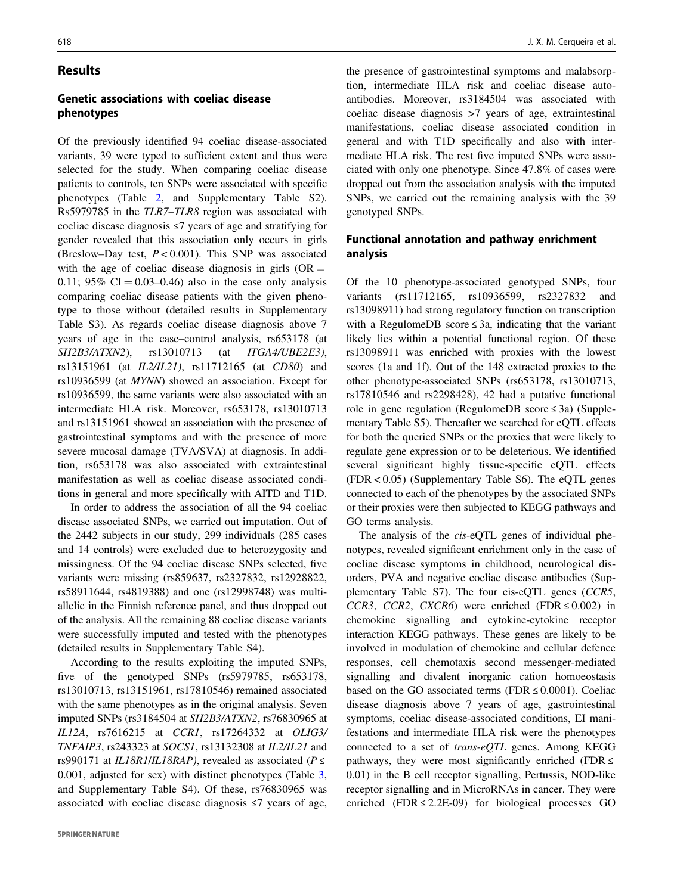## Results

### Genetic associations with coeliac disease phenotypes

Of the previously identified 94 coeliac disease-associated variants, 39 were typed to sufficient extent and thus were selected for the study. When comparing coeliac disease patients to controls, ten SNPs were associated with specific phenotypes (Table 2, and Supplementary Table S2). Rs5979785 in the *TLR7–TLR8* region was associated with coeliac disease diagnosis ≤7 years of age and stratifying for gender revealed that this association only occurs in girls (Breslow–Day test, $P < 0.001$). This SNP was associated with the age of coeliac disease diagnosis in girls (OR = 0.11; 95% CI = 0.03–0.46) also in the case only analysis comparing coeliac disease patients with the given phenotype to those without (detailed results in Supplementary Table S3). As regards coeliac disease diagnosis above 7 years of age in the case–control analysis, rs653178 (at *SH2B3/ATXN2*), rs13010713 (at *ITGA4/UBE2E3*), rs13151961 (at *IL2/IL21*), rs11712165 (at *CD80*) and rs10936599 (at *MYNN*) showed an association. Except for rs10936599, the same variants were also associated with an intermediate HLA risk. Moreover, rs653178, rs13010713 and rs13151961 showed an association with the presence of gastrointestinal symptoms and with the presence of more severe mucosal damage (TVA/SVA) at diagnosis. In addition, rs653178 was also associated with extraintestinal manifestation as well as coeliac disease associated conditions in general and more specifically with AITD and T1D.

In order to address the association of all the 94 coeliac disease associated SNPs, we carried out imputation. Out of the 2442 subjects in our study, 299 individuals (285 cases and 14 controls) were excluded due to heterozygosity and missingness. Of the 94 coeliac disease SNPs selected, five variants were missing (rs859637, rs2327832, rs12928822, rs58911644, rs4819388) and one (rs12998748) was multiallelic in the Finnish reference panel, and thus dropped out of the analysis. All the remaining 88 coeliac disease variants were successfully imputed and tested with the phenotypes (detailed results in Supplementary Table S4).

According to the results exploiting the imputed SNPs, five of the genotyped SNPs (rs5979785, rs653178, rs13010713, rs13151961, rs17810546) remained associated with the same phenotypes as in the original analysis. Seven imputed SNPs (rs3184504 at *SH2B3/ATXN2*, rs76830965 at *IL12A*, rs7616215 at *CCR1*, rs17264332 at *OLIG3/TNFAIP3*, rs243323 at *SOCS1*, rs13132308 at *IL2/IL21* and rs990171 at *IL18R1/IL18RAP)*, revealed as associated ($P \leq 0.001$, adjusted for sex) with distinct phenotypes (Table 3, and Supplementary Table S4). Of these, rs76830965 was associated with coeliac disease diagnosis ≤7 years of age, the presence of gastrointestinal symptoms and malabsorption, intermediate HLA risk and coeliac disease autoantibodies. Moreover, rs3184504 was associated with coeliac disease diagnosis >7 years of age, extraintestinal manifestations, coeliac disease associated condition in general and with T1D specifically and also with intermediate HLA risk. The rest five imputed SNPs were associated with only one phenotype. Since 47.8% of cases were dropped out from the association analysis with the imputed SNPs, we carried out the remaining analysis with the 39 genotyped SNPs.

### Functional annotation and pathway enrichment analysis

Of the 10 phenotype-associated genotyped SNPs, four variants (rs11712165, rs10936599, rs2327832 and rs13098911) had strong regulatory function on transcription with a RegulomeDB score ≤ 3a, indicating that the variant likely lies within a potential functional region. Of these rs13098911 was enriched with proxies with the lowest scores (1a and 1f). Out of the 148 extracted proxies to the other phenotype-associated SNPs (rs653178, rs13010713, rs17810546 and rs2298428), 42 had a putative functional role in gene regulation (RegulomeDB score ≤ 3a) (Supplementary Table S5). Thereafter we searched for eQTL effects for both the queried SNPs or the proxies that were likely to regulate gene expression or to be deleterious. We identified several significant highly tissue-specific eQTL effects (FDR < 0.05) (Supplementary Table S6). The eQTL genes connected to each of the phenotypes by the associated SNPs or their proxies were then subjected to KEGG pathways and GO terms analysis.

The analysis of the *cis*-eQTL genes of individual phenotypes, revealed significant enrichment only in the case of coeliac disease symptoms in childhood, neurological disorders, PVA and negative coeliac disease antibodies (Supplementary Table S7). The four cis-eQTL genes (*CCR5*, *CCR3*, *CCR2*, *CXCR6*) were enriched (FDR ≤ 0.002) in chemokine signalling and cytokine-cytokine receptor interaction KEGG pathways. These genes are likely to be involved in modulation of chemokine and cellular defence responses, cell chemotaxis second messenger-mediated signalling and divalent inorganic cation homoeostasis based on the GO associated terms (FDR ≤ 0.0001). Coeliac disease diagnosis above 7 years of age, gastrointestinal symptoms, coeliac disease-associated conditions, EI manifestations and intermediate HLA risk were the phenotypes connected to a set of *trans-eQTL* genes. Among KEGG pathways, they were most significantly enriched (FDR ≤ 0.01) in the B cell receptor signalling, Pertussis, NOD-like receptor signalling and in MicroRNAs in cancer. They were enriched (FDR ≤ 2.2E-09) for biological processes GO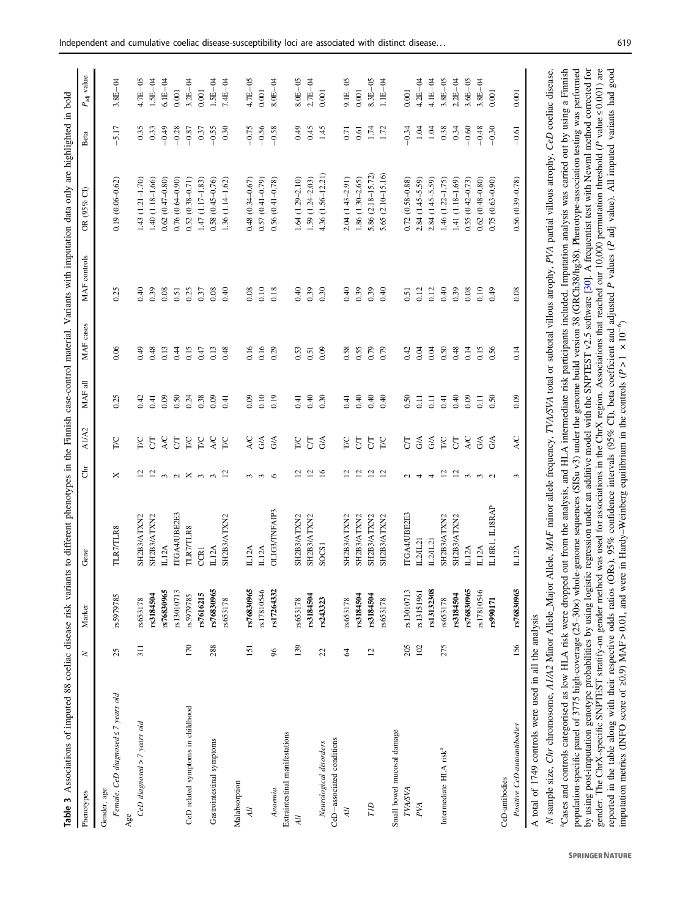**Table 3** Associations of imputed 88 coeliac disease risk variants to different phenotypes in the Finnish case-control material. Variants with imputation data only are highlighted in bold

| Phenotypes | N | Marker | Gene | Chr | A1/A2 | MAF all | MAF cases | MAF controls | OR (95% CI) | Beta | $P_{adj}$ value |
|---|---|---|---|---|---|---|---|---|---|---|---|
| Gender, age | | | | | | | | | | | |
| *Female, CeD diagnosed ≤ 7 years old* | 25 | rs5979785 | TLR7/TLR8 | X | T/C | 0.25 | 0.06 | 0.25 | 0.19 (0.06–0.62) | −5.17 | 3.8E−04 |
| Age | | | | | | | | | | | |
| *CeD diagnosed > 7 years old* | 311 | rs653178 | SH2B3/ATXN2 | 12 | T/C | 0.42 | 0.49 | 0.40 | 1.43 (1.21–1.70) | 0.35 | 4.7E−05 |
| | | **rs3184504** | SH2B3/ATXN2 | 12 | C/T | 0.41 | 0.48 | 0.39 | 1.40 (1.18–1.66) | 0.33 | 1.5E−04 |
| | | **rs76830965** | IL12A | 3 | A/C | 0.09 | 0.13 | 0.08 | 0.62 (0.47–0.80) | −0.49 | 6.1E−04 |
| | | rs13010713 | ITGA4/UBE2E3 | 2 | C/T | 0.50 | 0.44 | 0.51 | 0.76 (0.64–0.90) | −0.28 | 0.001 |
| CeD related symptoms in childhood | 170 | rs5979785 | TLR7/TLR8 | X | T/C | 0.24 | 0.15 | 0.25 | 0.52 (0.38–0.71) | −0.87 | 3.2E−04 |
| | | **rs7616215** | CCR1 | 3 | T/C | 0.38 | 0.47 | 0.37 | 1.47 (1.17–1.83) | 0.37 | 0.001 |
| Gastrointestinal symptoms | 288 | **rs76830965** | IL12A | 3 | A/C | 0.09 | 0.13 | 0.08 | 0.58 (0.45–0.76) | −0.55 | 1.5E−04 |
| | | rs653178 | SH2B3/ATXN2 | 12 | T/C | 0.41 | 0.48 | 0.40 | 1.36 (1.14–1.62) | 0.30 | 7.4E−04 |
| Malabsorption | | | | | | | | | | | |
| *All* | 151 | **rs76830965** | IL12A | 3 | A/C | 0.09 | 0.16 | 0.08 | 0.48 (0.34–0.67) | −0.75 | 4.7E−05 |
| | | rs17810546 | IL12A | 3 | G/A | 0.10 | 0.16 | 0.10 | 0.57 (0.41–0.79) | −0.56 | 0.001 |
| *Anaemia* | 96 | **rs17264332** | OLIG3/TNFAIP3 | 6 | G/A | 0.19 | 0.29 | 0.18 | 0.56 (0.41–0.78) | −0.58 | 8.0E−04 |
| Extraintestinal manifestations | | | | | | | | | | | |
| *All* | 139 | rs653178 | SH2B3/ATXN2 | 12 | T/C | 0.41 | 0.53 | 0.40 | 1.64 (1.29–2.10) | 0.49 | 8.0E−05 |
| | | **rs3184504** | SH2B3/ATXN2 | 12 | C/T | 0.40 | 0.51 | 0.39 | 1.59 (1.24–2.03) | 0.45 | 2.7E−04 |
| *Neurological disorders* | 22 | **rs243323** | SOCS1 | 16 | G/A | 0.30 | 0.09 | 0.30 | 4.36 (1.56–12.21) | 1.45 | 0.001 |
| CeD−associated conditions | | | | | | | | | | | |
| *All* | 64 | rs653178 | SH2B3/ATXN2 | 12 | T/C | 0.41 | 0.58 | 0.40 | 2.04 (1.43–2.91) | 0.71 | 9.1E−05 |
| | | **rs3184504** | SH2B3/ATXN2 | 12 | C/T | 0.40 | 0.55 | 0.39 | 1.86 (1.30–2.65) | 0.61 | 0.001 |
| *T1D* | 12 | **rs3184504** | SH2B3/ATXN2 | 12 | C/T | 0.40 | 0.79 | 0.39 | 5.86 (2.18–15.72) | 1.74 | 8.3E−05 |
| | | rs653178 | SH2B3/ATXN2 | 12 | T/C | 0.40 | 0.79 | 0.40 | 5.65 (2.10–15.16) | 1.72 | 1.1E−04 |
| Small bowel mucosal damage | | | | | | | | | | | |
| *TVA/SVA* | 205 | rs13010713 | ITGA4/UBE2E3 | 2 | C/T | 0.50 | 0.42 | 0.51 | 0.72 (0.58–0.88) | −0.34 | 0.001 |
| *PVA* | 102 | rs13151961 | IL2/IL21 | 4 | G/A | 0.11 | 0.04 | 0.12 | 2.84 (1.45–5.59) | 1.04 | 4.2E−04 |
| | | **rs13132308** | IL2/IL21 | 4 | G/A | 0.11 | 0.04 | 0.12 | 2.84 (1.45–5.59) | 1.04 | 4.1E−04 |
| Intermediate HLA risk[a] | 275 | rs653178 | SH2B3/ATXN2 | 12 | T/C | 0.41 | 0.50 | 0.40 | 1.46 (1.22–1.75) | 0.38 | 3.8E−05 |
| | | **rs3184504** | SH2B3/ATXN2 | 12 | C/T | 0.40 | 0.48 | 0.39 | 1.41 (1.18–1.69) | 0.34 | 2.2E−04 |
| | | **rs76830965** | IL12A | 3 | A/C | 0.09 | 0.14 | 0.08 | 0.55 (0.42–0.73) | −0.60 | 3.6E−05 |
| | | rs17810546 | IL12A | 3 | G/A | 0.11 | 0.15 | 0.10 | 0.62 (0.48–0.80) | −0.48 | 3.8E−04 |
| | | **rs990171** | IL18R1, IL18RAP | 2 | G/A | 0.50 | 0.56 | 0.49 | 0.75 (0.63–0.90) | −0.30 | 0.001 |
| CeD-antibodies | | | | | | | | | | | |
| *Positive CeD-autoantibodies* | 156 | **rs76830965** | IL12A | 3 | A/C | 0.09 | 0.14 | 0.08 | 0.56 (0.39–0.78) | −0.61 | 0.001 |

A total of 1749 controls were used in all the analysis

*N* sample size, *Chr* chromosome, *A1/A2* Minor Allele_Major Allele, *MAF* minor allele frequency, *TVA/SVA* total or subtotal villous atrophy, *PVA* partial villous atrophy, *CeD* coeliac disease.

[a]Cases and controls categorised as low HLA risk were dropped out from the analysis, and HLA intermediate risk participants included. Imputation analysis was carried out by using a Finnish population-specific panel of 3775 high-coverage (25–30×) whole-genome sequences (SISu v3) under the genome build version 38 (GRCh38/hg38). Phenotype-association testing was performed by using post-imputation genotype probabilities by using logistic regression under an additive model with the SNPTEST v2.5 software [30]. A frequentist test with Newml method corrected for gender. The ChrX-specific SNPTEST stratify-on gender method was used for associations in the ChrX region. Associations that reached our 10,000 permutation threshold (*P* value ≤ 0.001) are reported in the table along with their respective odds ratios (ORs), 95% confidence intervals (95% CI), beta coefficient and adjusted *P* values (*P* adj value). All imputed variants had good imputation metrics (INFO score of ≥0.9) MAF > 0.01, and were in Hardy–Weinberg equilibrium in the controls ($P > 1 \times 10^{-6}$)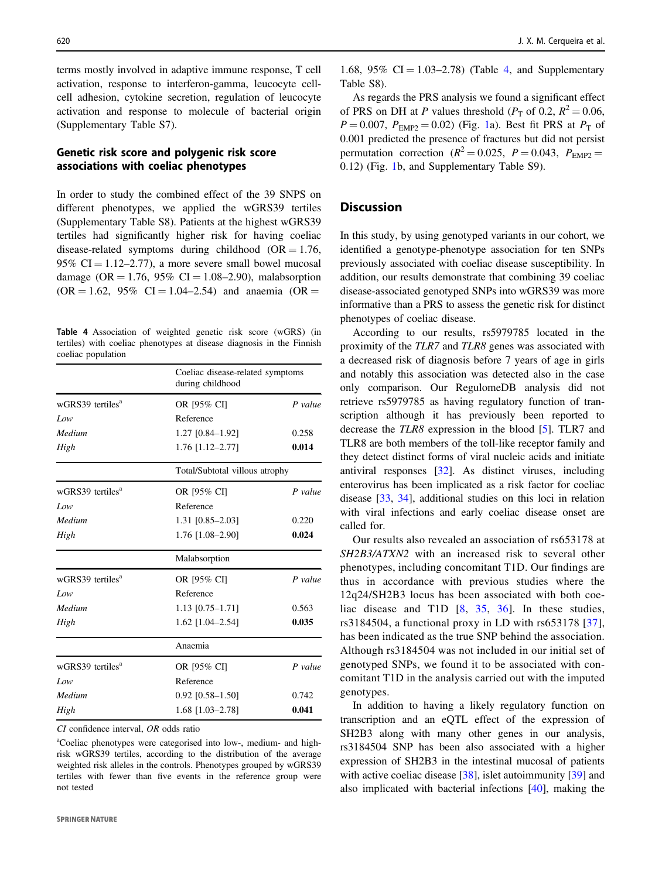terms mostly involved in adaptive immune response, T cell activation, response to interferon-gamma, leucocyte cell-cell adhesion, cytokine secretion, regulation of leucocyte activation and response to molecule of bacterial origin (Supplementary Table S7).

### Genetic risk score and polygenic risk score associations with coeliac phenotypes

In order to study the combined effect of the 39 SNPS on different phenotypes, we applied the wGRS39 tertiles (Supplementary Table S8). Patients at the highest wGRS39 tertiles had significantly higher risk for having coeliac disease-related symptoms during childhood (OR = 1.76, 95% CI = 1.12–2.77), a more severe small bowel mucosal damage (OR = 1.76, 95% CI = 1.08–2.90), malabsorption (OR = 1.62, 95% CI = 1.04–2.54) and anaemia (OR = 1.68, 95% CI = 1.03–2.78) (Table 4, and Supplementary Table S8).

**Table 4** Association of weighted genetic risk score (wGRS) (in tertiles) with coeliac phenotypes at disease diagnosis in the Finnish coeliac population

| | Coeliac disease-related symptoms during childhood | |
|---|---|---|
| wGRS39 tertiles[a] | OR [95% CI] | *P value* |
| *Low* | Reference | |
| *Medium* | 1.27 [0.84–1.92] | 0.258 |
| *High* | 1.76 [1.12–2.77] | **0.014** |
| | **Total/Subtotal villous atrophy** | |
| wGRS39 tertiles[a] | OR [95% CI] | *P value* |
| *Low* | Reference | |
| *Medium* | 1.31 [0.85–2.03] | 0.220 |
| *High* | 1.76 [1.08–2.90] | **0.024** |
| | **Malabsorption** | |
| wGRS39 tertiles[a] | OR [95% CI] | *P value* |
| *Low* | Reference | |
| *Medium* | 1.13 [0.75–1.71] | 0.563 |
| *High* | 1.62 [1.04–2.54] | **0.035** |
| | **Anaemia** | |
| wGRS39 tertiles[a] | OR [95% CI] | *P value* |
| *Low* | Reference | |
| *Medium* | 0.92 [0.58–1.50] | 0.742 |
| *High* | 1.68 [1.03–2.78] | **0.041** |

*CI* confidence interval, *OR* odds ratio

[a]Coeliac phenotypes were categorised into low-, medium- and high-risk wGRS39 tertiles, according to the distribution of the average weighted risk alleles in the controls. Phenotypes grouped by wGRS39 tertiles with fewer than five events in the reference group were not tested

As regards the PRS analysis we found a significant effect of PRS on DH at P values threshold ($P_T$ of 0.2, $R^2 = 0.06$, $P = 0.007$, $P_{EMP2} = 0.02$) (Fig. 1a). Best fit PRS at $P_T$ of 0.001 predicted the presence of fractures but did not persist permutation correction ($R^2 = 0.025$, $P = 0.043$, $P_{EMP2} = 0.12$) (Fig. 1b, and Supplementary Table S9).

## Discussion

In this study, by using genotyped variants in our cohort, we identified a genotype-phenotype association for ten SNPs previously associated with coeliac disease susceptibility. In addition, our results demonstrate that combining 39 coeliac disease-associated genotyped SNPs into wGRS39 was more informative than a PRS to assess the genetic risk for distinct phenotypes of coeliac disease.

According to our results, rs5979785 located in the proximity of the *TLR7* and *TLR8* genes was associated with a decreased risk of diagnosis before 7 years of age in girls and notably this association was detected also in the case only comparison. Our RegulomeDB analysis did not retrieve rs5979785 as having regulatory function of transcription although it has previously been reported to decrease the *TLR8* expression in the blood [5]. TLR7 and TLR8 are both members of the toll-like receptor family and they detect distinct forms of viral nucleic acids and initiate antiviral responses [32]. As distinct viruses, including enterovirus has been implicated as a risk factor for coeliac disease [33, 34], additional studies on this loci in relation with viral infections and early coeliac disease onset are called for.

Our results also revealed an association of rs653178 at *SH2B3/ATXN2* with an increased risk to several other phenotypes, including concomitant T1D. Our findings are thus in accordance with previous studies where the 12q24/SH2B3 locus has been associated with both coeliac disease and T1D [8, 35, 36]. In these studies, rs3184504, a functional proxy in LD with rs653178 [37], has been indicated as the true SNP behind the association. Although rs3184504 was not included in our initial set of genotyped SNPs, we found it to be associated with concomitant T1D in the analysis carried out with the imputed genotypes.

In addition to having a likely regulatory function on transcription and an eQTL effect of the expression of SH2B3 along with many other genes in our analysis, rs3184504 SNP has been also associated with a higher expression of SH2B3 in the intestinal mucosal of patients with active coeliac disease [38], islet autoimmunity [39] and also implicated with bacterial infections [40], making the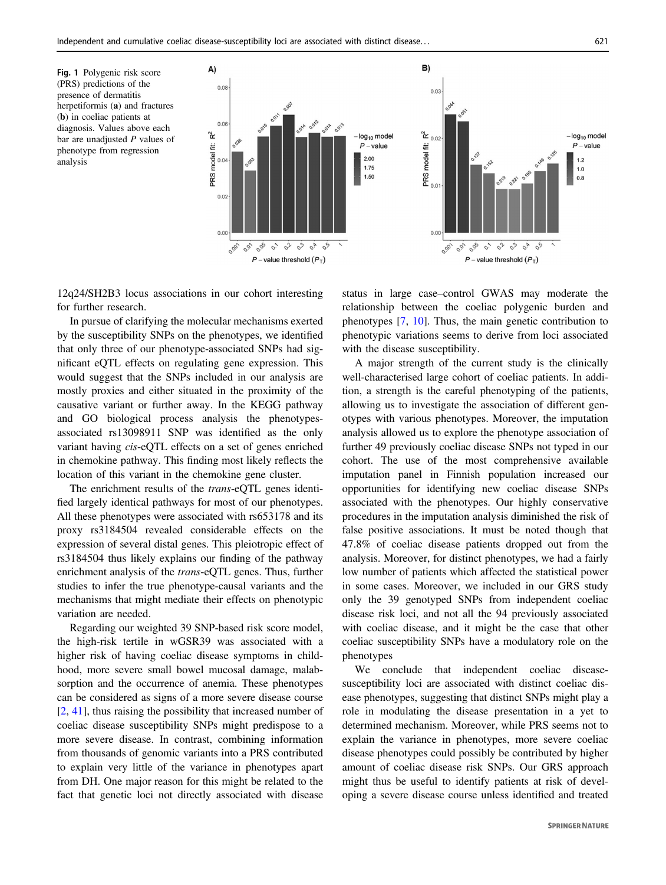**Fig. 1** Polygenic risk score (PRS) predictions of the presence of dermatitis herpetiformis (**a**) and fractures (**b**) in coeliac patients at diagnosis. Values above each bar are unadjusted *P* values of phenotype from regression analysis

12q24/SH2B3 locus associations in our cohort interesting for further research.

In pursue of clarifying the molecular mechanisms exerted by the susceptibility SNPs on the phenotypes, we identified that only three of our phenotype-associated SNPs had significant eQTL effects on regulating gene expression. This would suggest that the SNPs included in our analysis are mostly proxies and either situated in the proximity of the causative variant or further away. In the KEGG pathway and GO biological process analysis the phenotypes-associated rs13098911 SNP was identified as the only variant having *cis*-eQTL effects on a set of genes enriched in chemokine pathway. This finding most likely reflects the location of this variant in the chemokine gene cluster.

The enrichment results of the *trans*-eQTL genes identified largely identical pathways for most of our phenotypes. All these phenotypes were associated with rs653178 and its proxy rs3184504 revealed considerable effects on the expression of several distal genes. This pleiotropic effect of rs3184504 thus likely explains our finding of the pathway enrichment analysis of the *trans*-eQTL genes. Thus, further studies to infer the true phenotype-causal variants and the mechanisms that might mediate their effects on phenotypic variation are needed.

Regarding our weighted 39 SNP-based risk score model, the high-risk tertile in wGSR39 was associated with a higher risk of having coeliac disease symptoms in childhood, more severe small bowel mucosal damage, malabsorption and the occurrence of anemia. These phenotypes can be considered as signs of a more severe disease course [2, 41], thus raising the possibility that increased number of coeliac disease susceptibility SNPs might predispose to a more severe disease. In contrast, combining information from thousands of genomic variants into a PRS contributed to explain very little of the variance in phenotypes apart from DH. One major reason for this might be related to the fact that genetic loci not directly associated with disease status in large case–control GWAS may moderate the relationship between the coeliac polygenic burden and phenotypes [7, 10]. Thus, the main genetic contribution to phenotypic variations seems to derive from loci associated with the disease susceptibility.

A major strength of the current study is the clinically well-characterised large cohort of coeliac patients. In addition, a strength is the careful phenotyping of the patients, allowing us to investigate the association of different genotypes with various phenotypes. Moreover, the imputation analysis allowed us to explore the phenotype association of further 49 previously coeliac disease SNPs not typed in our cohort. The use of the most comprehensive available imputation panel in Finnish population increased our opportunities for identifying new coeliac disease SNPs associated with the phenotypes. Our highly conservative procedures in the imputation analysis diminished the risk of false positive associations. It must be noted though that 47.8% of coeliac disease patients dropped out from the analysis. Moreover, for distinct phenotypes, we had a fairly low number of patients which affected the statistical power in some cases. Moreover, we included in our GRS study only the 39 genotyped SNPs from independent coeliac disease risk loci, and not all the 94 previously associated with coeliac disease, and it might be the case that other coeliac susceptibility SNPs have a modulatory role on the phenotypes

We conclude that independent coeliac disease-susceptibility loci are associated with distinct coeliac disease phenotypes, suggesting that distinct SNPs might play a role in modulating the disease presentation in a yet to determined mechanism. Moreover, while PRS seems not to explain the variance in phenotypes, more severe coeliac disease phenotypes could possibly be contributed by higher amount of coeliac disease risk SNPs. Our GRS approach might thus be useful to identify patients at risk of developing a severe disease course unless identified and treated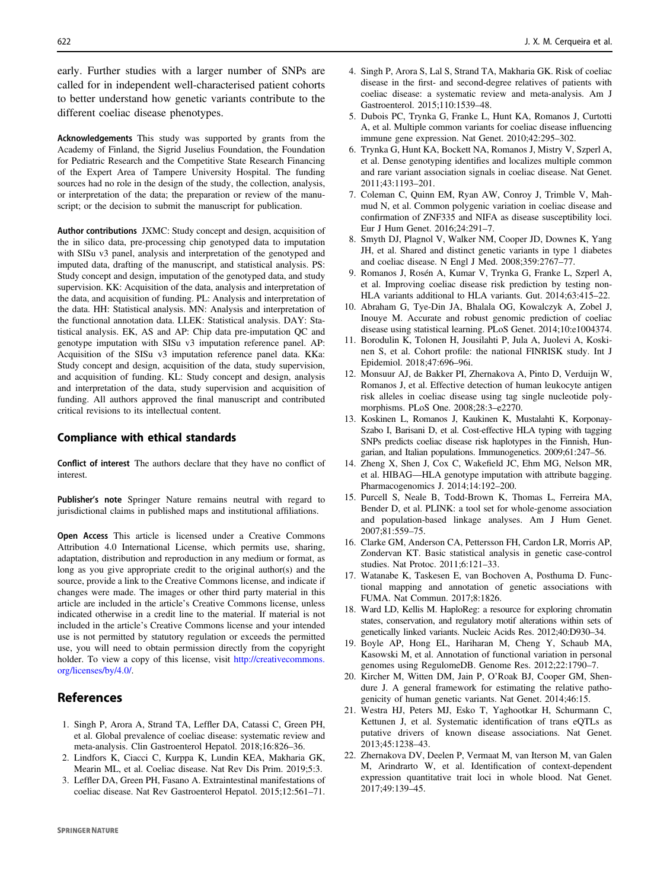early. Further studies with a larger number of SNPs are called for in independent well-characterised patient cohorts to better understand how genetic variants contribute to the different coeliac disease phenotypes.

**Acknowledgements** This study was supported by grants from the Academy of Finland, the Sigrid Juselius Foundation, the Foundation for Pediatric Research and the Competitive State Research Financing of the Expert Area of Tampere University Hospital. The funding sources had no role in the design of the study, the collection, analysis, or interpretation of the data; the preparation or review of the manuscript; or the decision to submit the manuscript for publication.

**Author contributions** JXMC: Study concept and design, acquisition of the in silico data, pre-processing chip genotyped data to imputation with SISu v3 panel, analysis and interpretation of the genotyped and imputed data, drafting of the manuscript, and statistical analysis. PS: Study concept and design, imputation of the genotyped data, and study supervision. KK: Acquisition of the data, analysis and interpretation of the data, and acquisition of funding. PL: Analysis and interpretation of the data. HH: Statistical analysis. MN: Analysis and interpretation of the functional annotation data. LLEK: Statistical analysis. DAY: Statistical analysis. EK, AS and AP: Chip data pre-imputation QC and genotype imputation with SISu v3 imputation reference panel. AP: Acquisition of the SISu v3 imputation reference panel data. KKa: Study concept and design, acquisition of the data, study supervision, and acquisition of funding. KL: Study concept and design, analysis and interpretation of the data, study supervision and acquisition of funding. All authors approved the final manuscript and contributed critical revisions to its intellectual content.

## Compliance with ethical standards

**Conflict of interest** The authors declare that they have no conflict of interest.

**Publisher's note** Springer Nature remains neutral with regard to jurisdictional claims in published maps and institutional affiliations.

**Open Access** This article is licensed under a Creative Commons Attribution 4.0 International License, which permits use, sharing, adaptation, distribution and reproduction in any medium or format, as long as you give appropriate credit to the original author(s) and the source, provide a link to the Creative Commons license, and indicate if changes were made. The images or other third party material in this article are included in the article's Creative Commons license, unless indicated otherwise in a credit line to the material. If material is not included in the article's Creative Commons license and your intended use is not permitted by statutory regulation or exceeds the permitted use, you will need to obtain permission directly from the copyright holder. To view a copy of this license, visit http://creativecommons.org/licenses/by/4.0/.

## References

1. Singh P, Arora A, Strand TA, Leffler DA, Catassi C, Green PH, et al. Global prevalence of coeliac disease: systematic review and meta-analysis. Clin Gastroenterol Hepatol. 2018;16:826–36.
2. Lindfors K, Ciacci C, Kurppa K, Lundin KEA, Makharia GK, Mearin ML, et al. Coeliac disease. Nat Rev Dis Prim. 2019;5:3.
3. Leffler DA, Green PH, Fasano A. Extraintestinal manifestations of coeliac disease. Nat Rev Gastroenterol Hepatol. 2015;12:561–71.
4. Singh P, Arora S, Lal S, Strand TA, Makharia GK. Risk of coeliac disease in the first- and second-degree relatives of patients with coeliac disease: a systematic review and meta-analysis. Am J Gastroenterol. 2015;110:1539–48.
5. Dubois PC, Trynka G, Franke L, Hunt KA, Romanos J, Curtotti A, et al. Multiple common variants for coeliac disease influencing immune gene expression. Nat Genet. 2010;42:295–302.
6. Trynka G, Hunt KA, Bockett NA, Romanos J, Mistry V, Szperl A, et al. Dense genotyping identifies and localizes multiple common and rare variant association signals in coeliac disease. Nat Genet. 2011;43:1193–201.
7. Coleman C, Quinn EM, Ryan AW, Conroy J, Trimble V, Mahmud N, et al. Common polygenic variation in coeliac disease and confirmation of ZNF335 and NIFA as disease susceptibility loci. Eur J Hum Genet. 2016;24:291–7.
8. Smyth DJ, Plagnol V, Walker NM, Cooper JD, Downes K, Yang JH, et al. Shared and distinct genetic variants in type 1 diabetes and coeliac disease. N Engl J Med. 2008;359:2767–77.
9. Romanos J, Rosén A, Kumar V, Trynka G, Franke L, Szperl A, et al. Improving coeliac disease risk prediction by testing non-HLA variants additional to HLA variants. Gut. 2014;63:415–22.
10. Abraham G, Tye-Din JA, Bhalala OG, Kowalczyk A, Zobel J, Inouye M. Accurate and robust genomic prediction of coeliac disease using statistical learning. PLoS Genet. 2014;10:e1004374.
11. Borodulin K, Tolonen H, Jousilahti P, Jula A, Juolevi A, Koskinen S, et al. Cohort profile: the national FINRISK study. Int J Epidemiol. 2018;47:696–96i.
12. Monsuur AJ, de Bakker PI, Zhernakova A, Pinto D, Verduijn W, Romanos J, et al. Effective detection of human leukocyte antigen risk alleles in coeliac disease using tag single nucleotide polymorphisms. PLoS One. 2008;28:3–e2270.
13. Koskinen L, Romanos J, Kaukinen K, Mustalahti K, Korponay-Szabo I, Barisani D, et al. Cost-effective HLA typing with tagging SNPs predicts coeliac disease risk haplotypes in the Finnish, Hungarian, and Italian populations. Immunogenetics. 2009;61:247–56.
14. Zheng X, Shen J, Cox C, Wakefield JC, Ehm MG, Nelson MR, et al. HIBAG—HLA genotype imputation with attribute bagging. Pharmacogenomics J. 2014;14:192–200.
15. Purcell S, Neale B, Todd-Brown K, Thomas L, Ferreira MA, Bender D, et al. PLINK: a tool set for whole-genome association and population-based linkage analyses. Am J Hum Genet. 2007;81:559–75.
16. Clarke GM, Anderson CA, Pettersson FH, Cardon LR, Morris AP, Zondervan KT. Basic statistical analysis in genetic case-control studies. Nat Protoc. 2011;6:121–33.
17. Watanabe K, Taskesen E, van Bochoven A, Posthuma D. Functional mapping and annotation of genetic associations with FUMA. Nat Commun. 2017;8:1826.
18. Ward LD, Kellis M. HaploReg: a resource for exploring chromatin states, conservation, and regulatory motif alterations within sets of genetically linked variants. Nucleic Acids Res. 2012;40:D930–34.
19. Boyle AP, Hong EL, Hariharan M, Cheng Y, Schaub MA, Kasowski M, et al. Annotation of functional variation in personal genomes using RegulomeDB. Genome Res. 2012;22:1790–7.
20. Kircher M, Witten DM, Jain P, O'Roak BJ, Cooper GM, Shendure J. A general framework for estimating the relative pathogenicity of human genetic variants. Nat Genet. 2014;46:15.
21. Westra HJ, Peters MJ, Esko T, Yaghootkar H, Schurmann C, Kettunen J, et al. Systematic identification of trans eQTLs as putative drivers of known disease associations. Nat Genet. 2013;45:1238–43.
22. Zhernakova DV, Deelen P, Vermaat M, van Iterson M, van Galen M, Arindrarto W, et al. Identification of context-dependent expression quantitative trait loci in whole blood. Nat Genet. 2017;49:139–45.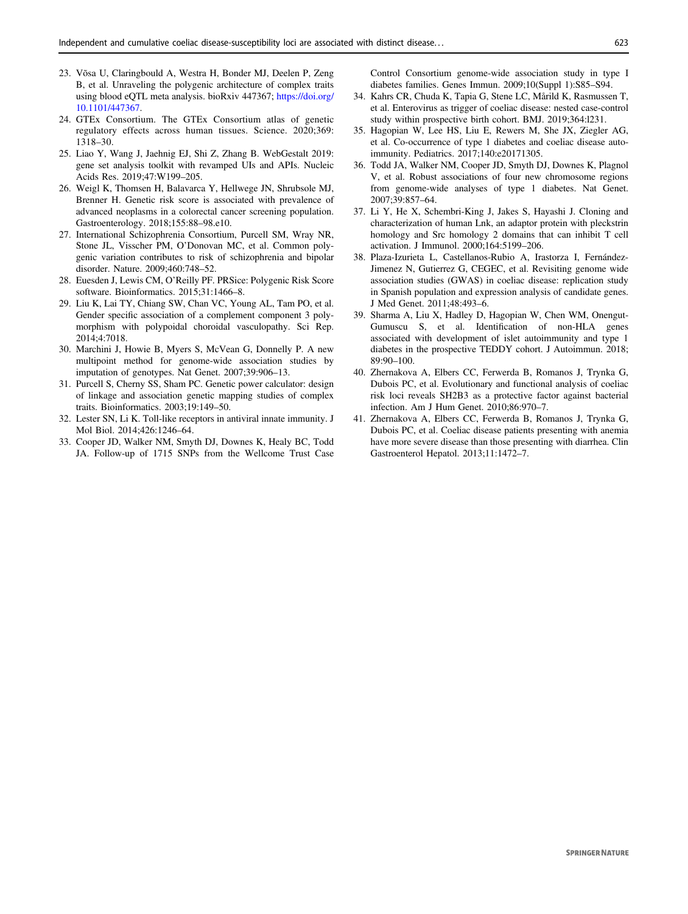23. Võsa U, Claringbould A, Westra H, Bonder MJ, Deelen P, Zeng B, et al. Unraveling the polygenic architecture of complex traits using blood eQTL meta analysis. bioRxiv 447367; https://doi.org/10.1101/447367.
24. GTEx Consortium. The GTEx Consortium atlas of genetic regulatory effects across human tissues. Science. 2020;369: 1318–30.
25. Liao Y, Wang J, Jaehnig EJ, Shi Z, Zhang B. WebGestalt 2019: gene set analysis toolkit with revamped UIs and APIs. Nucleic Acids Res. 2019;47:W199–205.
26. Weigl K, Thomsen H, Balavarca Y, Hellwege JN, Shrubsole MJ, Brenner H. Genetic risk score is associated with prevalence of advanced neoplasms in a colorectal cancer screening population. Gastroenterology. 2018;155:88–98.e10.
27. International Schizophrenia Consortium, Purcell SM, Wray NR, Stone JL, Visscher PM, O'Donovan MC, et al. Common polygenic variation contributes to risk of schizophrenia and bipolar disorder. Nature. 2009;460:748–52.
28. Euesden J, Lewis CM, O'Reilly PF. PRSice: Polygenic Risk Score software. Bioinformatics. 2015;31:1466–8.
29. Liu K, Lai TY, Chiang SW, Chan VC, Young AL, Tam PO, et al. Gender specific association of a complement component 3 polymorphism with polypoidal choroidal vasculopathy. Sci Rep. 2014;4:7018.
30. Marchini J, Howie B, Myers S, McVean G, Donnelly P. A new multipoint method for genome-wide association studies by imputation of genotypes. Nat Genet. 2007;39:906–13.
31. Purcell S, Cherny SS, Sham PC. Genetic power calculator: design of linkage and association genetic mapping studies of complex traits. Bioinformatics. 2003;19:149–50.
32. Lester SN, Li K. Toll-like receptors in antiviral innate immunity. J Mol Biol. 2014;426:1246–64.
33. Cooper JD, Walker NM, Smyth DJ, Downes K, Healy BC, Todd JA. Follow-up of 1715 SNPs from the Wellcome Trust Case Control Consortium genome-wide association study in type I diabetes families. Genes Immun. 2009;10(Suppl 1):S85–S94.
34. Kahrs CR, Chuda K, Tapia G, Stene LC, Mårild K, Rasmussen T, et al. Enterovirus as trigger of coeliac disease: nested case-control study within prospective birth cohort. BMJ. 2019;364:l231.
35. Hagopian W, Lee HS, Liu E, Rewers M, She JX, Ziegler AG, et al. Co-occurrence of type 1 diabetes and coeliac disease autoimmunity. Pediatrics. 2017;140:e20171305.
36. Todd JA, Walker NM, Cooper JD, Smyth DJ, Downes K, Plagnol V, et al. Robust associations of four new chromosome regions from genome-wide analyses of type 1 diabetes. Nat Genet. 2007;39:857–64.
37. Li Y, He X, Schembri-King J, Jakes S, Hayashi J. Cloning and characterization of human Lnk, an adaptor protein with pleckstrin homology and Src homology 2 domains that can inhibit T cell activation. J Immunol. 2000;164:5199–206.
38. Plaza-Izurieta L, Castellanos-Rubio A, Irastorza I, Fernández-Jimenez N, Gutierrez G, CEGEC, et al. Revisiting genome wide association studies (GWAS) in coeliac disease: replication study in Spanish population and expression analysis of candidate genes. J Med Genet. 2011;48:493–6.
39. Sharma A, Liu X, Hadley D, Hagopian W, Chen WM, Onengut-Gumuscu S, et al. Identification of non-HLA genes associated with development of islet autoimmunity and type 1 diabetes in the prospective TEDDY cohort. J Autoimmun. 2018; 89:90–100.
40. Zhernakova A, Elbers CC, Ferwerda B, Romanos J, Trynka G, Dubois PC, et al. Evolutionary and functional analysis of coeliac risk loci reveals SH2B3 as a protective factor against bacterial infection. Am J Hum Genet. 2010;86:970–7.
41. Zhernakova A, Elbers CC, Ferwerda B, Romanos J, Trynka G, Dubois PC, et al. Coeliac disease patients presenting with anemia have more severe disease than those presenting with diarrhea. Clin Gastroenterol Hepatol. 2013;11:1472–7.